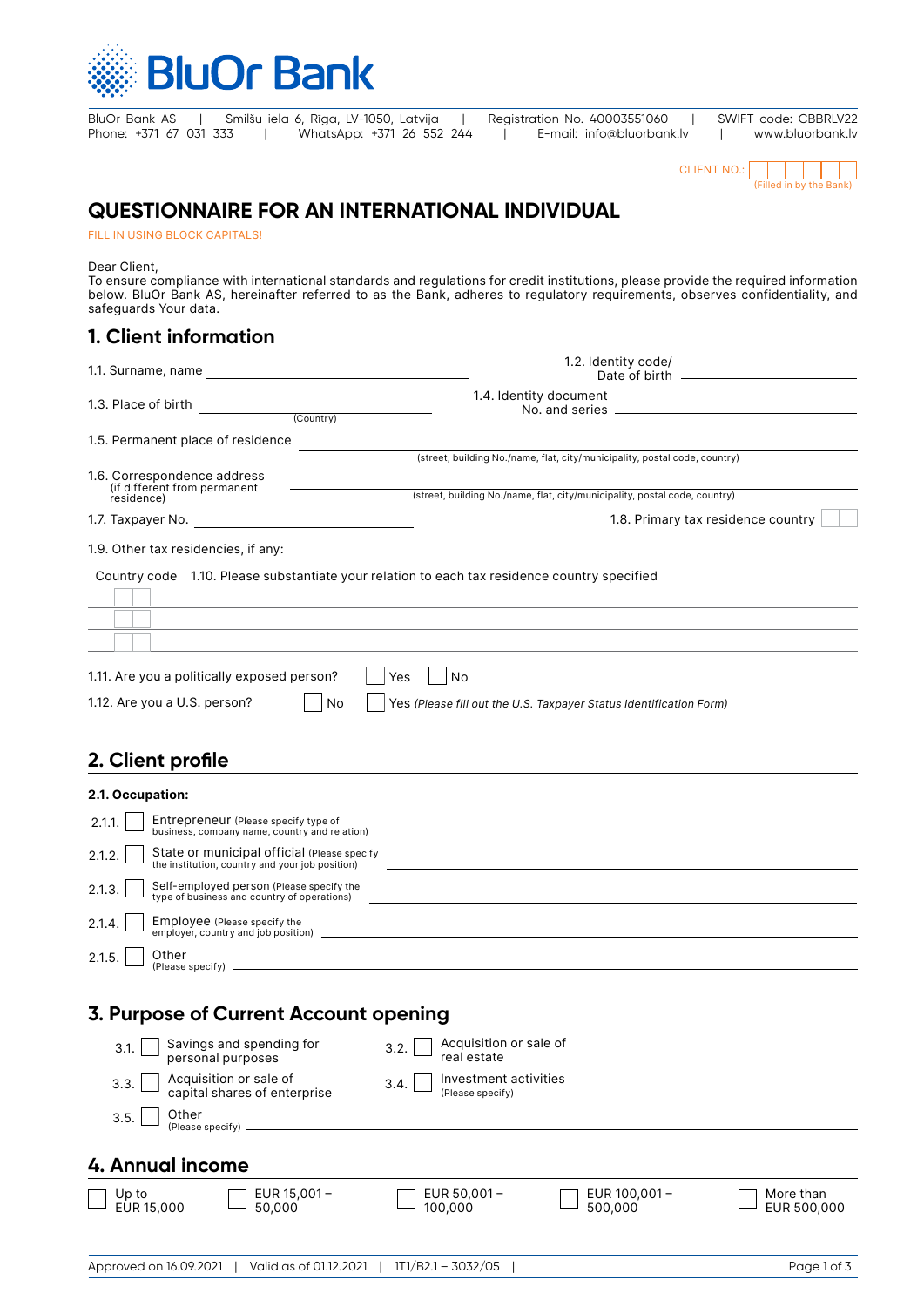BluOr Bank

BluOr Bank AS | Smilšu iela 6, Rīga, LV-1050, Latvija | Registration No. 40003551060 | SWIFT code: CBBRLV22
Phone: +371 67 031 333 | WhatsApp: +371 26 552 244 | E-mail: info@bluorbank.lv | www.bluorbank.lv

CLIENT NO.: ______ (Filled in by the Bank)

# QUESTIONNAIRE FOR AN INTERNATIONAL INDIVIDUAL

FILL IN USING BLOCK CAPITALS!

Dear Client,
To ensure compliance with international standards and regulations for credit institutions, please provide the required information below. BluOr Bank AS, hereinafter referred to as the Bank, adheres to regulatory requirements, observes confidentiality, and safeguards Your data.

## 1. Client information

1.1. Surname, name ______________________

1.2. Identity code/ Date of birth ______________________

1.3. Place of birth ______________________ (Country)

1.4. Identity document No. and series ______________________

1.5. Permanent place of residence ______________________
(street, building No./name, flat, city/municipality, postal code, country)

1.6. Correspondence address (if different from permanent residence) ______________________
(street, building No./name, flat, city/municipality, postal code, country)

1.7. Taxpayer No. ______________________

1.8. Primary tax residence country ☐☐

1.9. Other tax residencies, if any:

| Country code | 1.10. Please substantiate your relation to each tax residence country specified |
|---|---|
| | |
| | |
| | |

1.11. Are you a politically exposed person? ☐ Yes ☐ No

1.12. Are you a U.S. person? ☐ No ☐ Yes *(Please fill out the U.S. Taxpayer Status Identification Form)*

## 2. Client profile

**2.1. Occupation:**

2.1.1. ☐ Entrepreneur (Please specify type of business, company name, country and relation) ______________________

2.1.2. ☐ State or municipal official (Please specify the institution, country and your job position) ______________________

2.1.3. ☐ Self-employed person (Please specify the type of business and country of operations) ______________________

2.1.4. ☐ Employee (Please specify the employer, country and job position) ______________________

2.1.5. ☐ Other (Please specify) ______________________

## 3. Purpose of Current Account opening

3.1. ☐ Savings and spending for personal purposes

3.2. ☐ Acquisition or sale of real estate

3.3. ☐ Acquisition or sale of capital shares of enterprise

3.4. ☐ Investment activities (Please specify) ______________________

3.5. ☐ Other (Please specify) ______________________

## 4. Annual income

☐ Up to EUR 15,000 ☐ EUR 15,001 – 50,000 ☐ EUR 50,001 – 100,000 ☐ EUR 100,001 – 500,000 ☐ More than EUR 500,000

Approved on 16.09.2021 | Valid as of 01.12.2021 | 1T1/B2.1 – 3032/05 |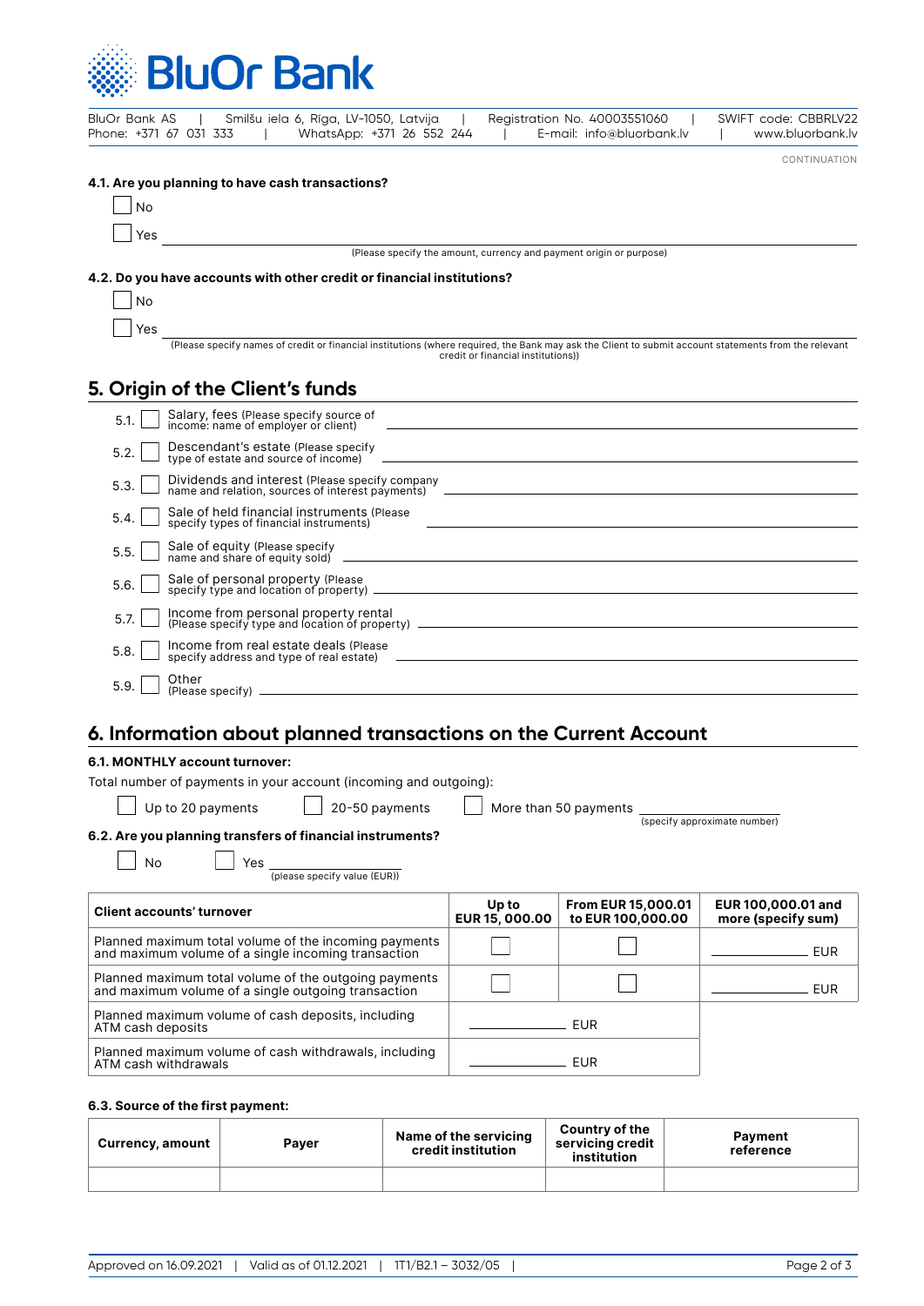BluOr Bank

BluOr Bank AS | Smilšu iela 6, Rīga, LV-1050, Latvija | Registration No. 40003551060 | SWIFT code: CBBRLV22
Phone: +371 67 031 333 | WhatsApp: +371 26 552 244 | E-mail: info@bluorbank.lv | www.bluorbank.lv

CONTINUATION

**4.1. Are you planning to have cash transactions?**

☐ No

☐ Yes ______________________________
(Please specify the amount, currency and payment origin or purpose)

**4.2. Do you have accounts with other credit or financial institutions?**

☐ No

☐ Yes ______________________________
(Please specify names of credit or financial institutions (where required, the Bank may ask the Client to submit account statements from the relevant credit or financial institutions))

## 5. Origin of the Client's funds

5.1. ☐ Salary, fees (Please specify source of income: name of employer or client) ______________________________

5.2. ☐ Descendant's estate (Please specify type of estate and source of income) ______________________________

5.3. ☐ Dividends and interest (Please specify company name and relation, sources of interest payments) ______________________________

5.4. ☐ Sale of held financial instruments (Please specify types of financial instruments) ______________________________

5.5. ☐ Sale of equity (Please specify name and share of equity sold) ______________________________

5.6. ☐ Sale of personal property (Please specify type and location of property) ______________________________

5.7. ☐ Income from personal property rental (Please specify type and location of property) ______________________________

5.8. ☐ Income from real estate deals (Please specify address and type of real estate) ______________________________

5.9. ☐ Other (Please specify) ______________________________

## 6. Information about planned transactions on the Current Account

**6.1. MONTHLY account turnover:**

Total number of payments in your account (incoming and outgoing):

☐ Up to 20 payments ☐ 20-50 payments ☐ More than 50 payments ______________ (specify approximate number)

**6.2. Are you planning transfers of financial instruments?**

☐ No ☐ Yes ______________ (please specify value (EUR))

| Client accounts' turnover | Up to EUR 15, 000.00 | From EUR 15,000.01 to EUR 100,000.00 | EUR 100,000.01 and more (specify sum) |
|---|---|---|---|
| Planned maximum total volume of the incoming payments and maximum volume of a single incoming transaction | ☐ | ☐ | ______ EUR |
| Planned maximum total volume of the outgoing payments and maximum volume of a single outgoing transaction | ☐ | ☐ | ______ EUR |
| Planned maximum volume of cash deposits, including ATM cash deposits | ______ EUR | | |
| Planned maximum volume of cash withdrawals, including ATM cash withdrawals | ______ EUR | | |

**6.3. Source of the first payment:**

| Currency, amount | Payer | Name of the servicing credit institution | Country of the servicing credit institution | Payment reference |
|---|---|---|---|---|
| | | | | |

Approved on 16.09.2021 | Valid as of 01.12.2021 | 1T1/B2.1 – 3032/05 |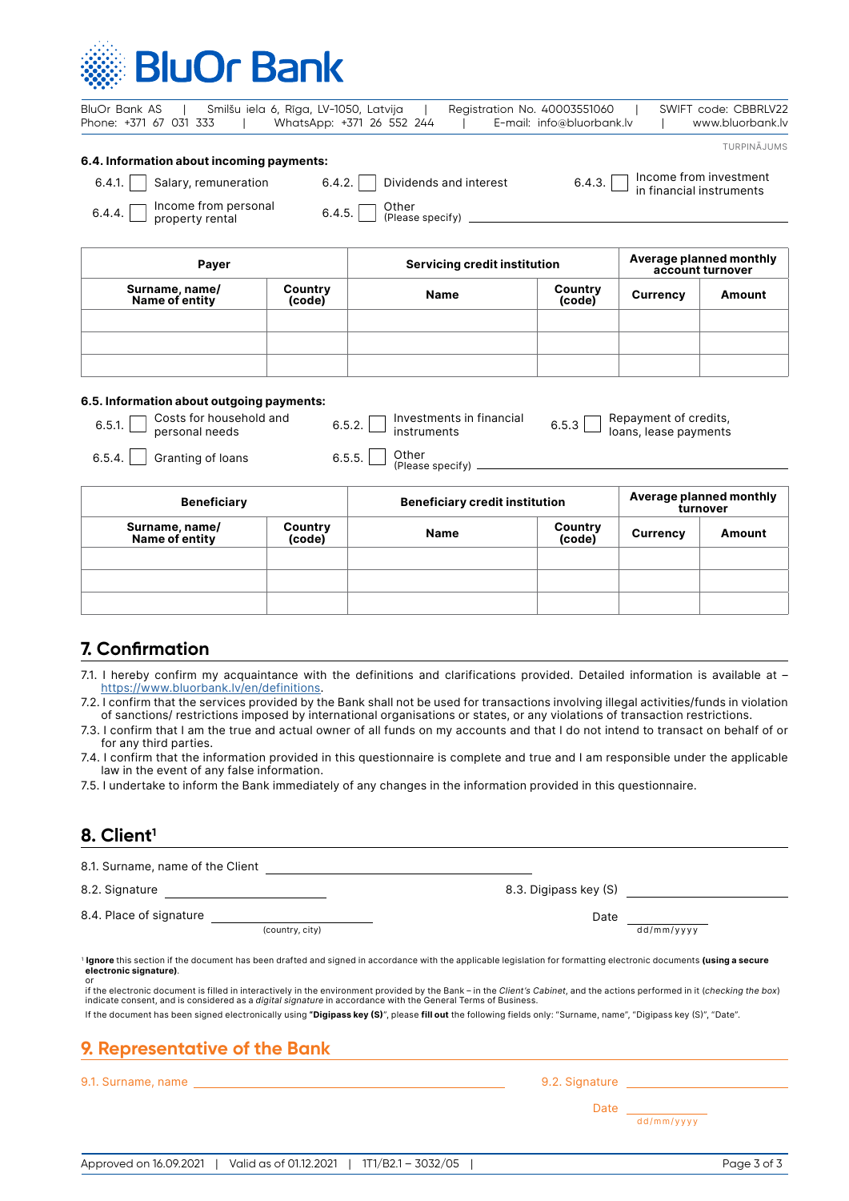BluOr Bank

BluOr Bank AS | Smilšu iela 6, Rīga, LV-1050, Latvija | Registration No. 40003551060 | SWIFT code: CBBRLV22
Phone: +371 67 031 333 | WhatsApp: +371 26 552 244 | E-mail: info@bluorbank.lv | www.bluorbank.lv

TURPINĀJUMS

### 6.4. Information about incoming payments:

6.4.1. ☐ Salary, remuneration
6.4.2. ☐ Dividends and interest
6.4.3. ☐ Income from investment in financial instruments
6.4.4. ☐ Income from personal property rental
6.4.5. ☐ Other (Please specify) ____________________

| Payer | | Servicing credit institution | | Average planned monthly account turnover | |
|---|---|---|---|---|---|
| Surname, name/ Name of entity | Country (code) | Name | Country (code) | Currency | Amount |
| | | | | | |
| | | | | | |
| | | | | | |

### 6.5. Information about outgoing payments:

6.5.1. ☐ Costs for household and personal needs
6.5.2. ☐ Investments in financial instruments
6.5.3 ☐ Repayment of credits, loans, lease payments
6.5.4. ☐ Granting of loans
6.5.5. ☐ Other (Please specify) ____________________

| Beneficiary | | Beneficiary credit institution | | Average planned monthly turnover | |
|---|---|---|---|---|---|
| Surname, name/ Name of entity | Country (code) | Name | Country (code) | Currency | Amount |
| | | | | | |
| | | | | | |
| | | | | | |

## 7. Confirmation

7.1. I hereby confirm my acquaintance with the definitions and clarifications provided. Detailed information is available at – https://www.bluorbank.lv/en/definitions.

7.2. I confirm that the services provided by the Bank shall not be used for transactions involving illegal activities/funds in violation of sanctions/ restrictions imposed by international organisations or states, or any violations of transaction restrictions.

7.3. I confirm that I am the true and actual owner of all funds on my accounts and that I do not intend to transact on behalf of or for any third parties.

7.4. I confirm that the information provided in this questionnaire is complete and true and I am responsible under the applicable law in the event of any false information.

7.5. I undertake to inform the Bank immediately of any changes in the information provided in this questionnaire.

## 8. Client[1]

8.1. Surname, name of the Client ____________________

8.2. Signature ____________________ 8.3. Digipass key (S) ____________________

8.4. Place of signature ____________________ (country, city) Date ____________ dd/mm/yyyy

[1] **Ignore** this section if the document has been drafted and signed in accordance with the applicable legislation for formatting electronic documents **(using a secure electronic signature)**.
or
if the electronic document is filled in interactively in the environment provided by the Bank – in the *Client's Cabinet*, and the actions performed in it (*checking the box*) indicate consent, and is considered as a *digital signature* in accordance with the General Terms of Business.
If the document has been signed electronically using **"Digipass key (S)"**, please **fill out** the following fields only: "Surname, name", "Digipass key (S)", "Date".

## 9. Representative of the Bank

9.1. Surname, name ____________________ 9.2. Signature ____________________

Date ____________ dd/mm/yyyy

Approved on 16.09.2021 | Valid as of 01.12.2021 | 1T1/B2.1 – 3032/05 |